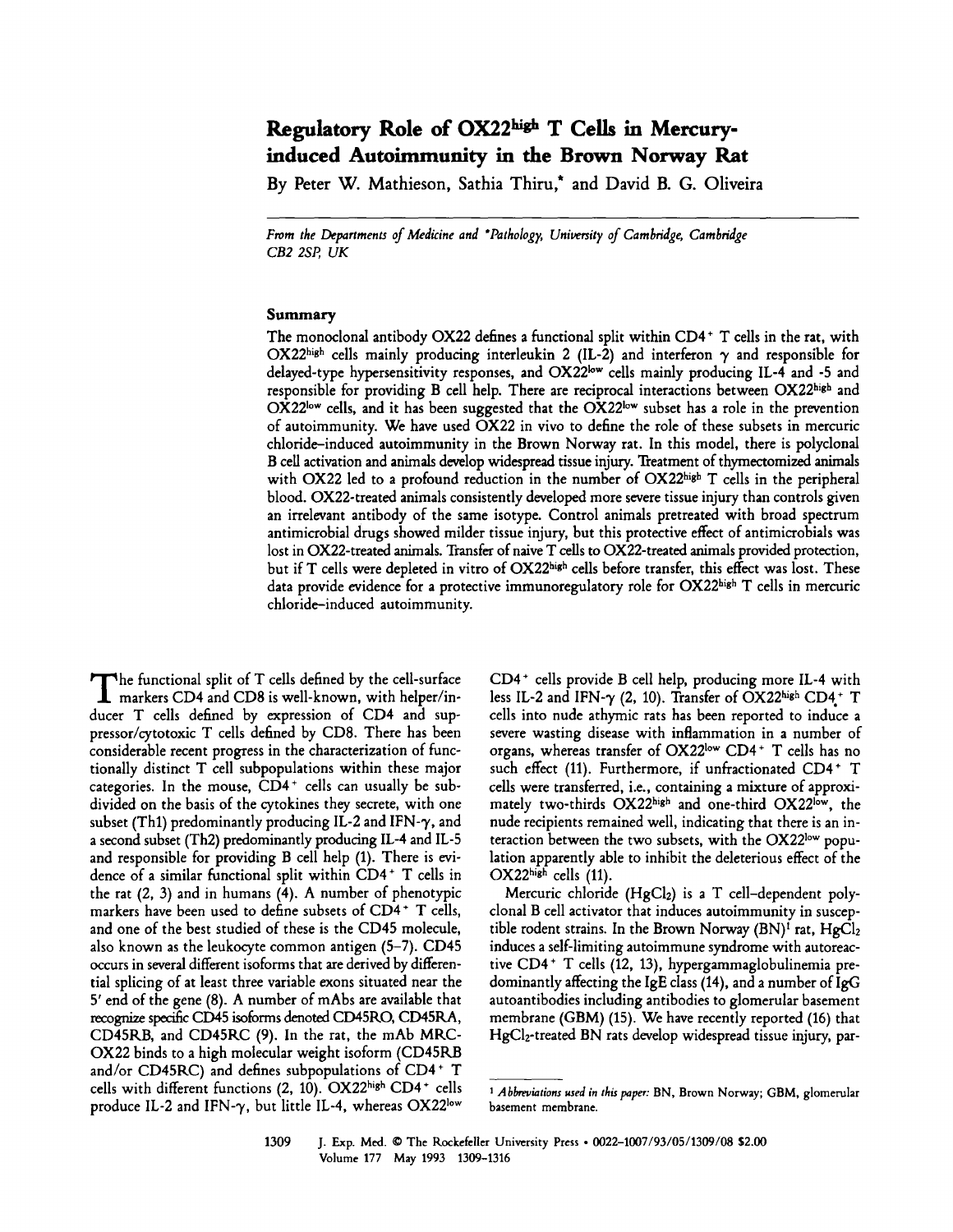# Regulatory Role of OX22$^{high}$ T Cells in Mercury-induced Autoimmunity in the Brown Norway Rat

By Peter W. Mathieson, Sathia Thiru,* and David B. G. Oliveira

*From the Departments of Medicine and \*Pathology, University of Cambridge, Cambridge CB2 2SP, UK*

## Summary

The monoclonal antibody OX22 defines a functional split within CD4$^+$ T cells in the rat, with OX22$^{high}$ cells mainly producing interleukin 2 (IL-2) and interferon $\gamma$ and responsible for delayed-type hypersensitivity responses, and OX22$^{low}$ cells mainly producing IL-4 and -5 and responsible for providing B cell help. There are reciprocal interactions between OX22$^{high}$ and OX22$^{low}$ cells, and it has been suggested that the OX22$^{low}$ subset has a role in the prevention of autoimmunity. We have used OX22 in vivo to define the role of these subsets in mercuric chloride–induced autoimmunity in the Brown Norway rat. In this model, there is polyclonal B cell activation and animals develop widespread tissue injury. Treatment of thymectomized animals with OX22 led to a profound reduction in the number of OX22$^{high}$ T cells in the peripheral blood. OX22-treated animals consistently developed more severe tissue injury than controls given an irrelevant antibody of the same isotype. Control animals pretreated with broad spectrum antimicrobial drugs showed milder tissue injury, but this protective effect of antimicrobials was lost in OX22-treated animals. Transfer of naive T cells to OX22-treated animals provided protection, but if T cells were depleted in vitro of OX22$^{high}$ cells before transfer, this effect was lost. These data provide evidence for a protective immunoregulatory role for OX22$^{high}$ T cells in mercuric chloride–induced autoimmunity.

The functional split of T cells defined by the cell-surface markers CD4 and CD8 is well-known, with helper/inducer T cells defined by expression of CD4 and suppressor/cytotoxic T cells defined by CD8. There has been considerable recent progress in the characterization of functionally distinct T cell subpopulations within these major categories. In the mouse, CD4$^+$ cells can usually be subdivided on the basis of the cytokines they secrete, with one subset (Th1) predominantly producing IL-2 and IFN-$\gamma$, and a second subset (Th2) predominantly producing IL-4 and IL-5 and responsible for providing B cell help (1). There is evidence of a similar functional split within CD4$^+$ T cells in the rat (2, 3) and in humans (4). A number of phenotypic markers have been used to define subsets of CD4$^+$ T cells, and one of the best studied of these is the CD45 molecule, also known as the leukocyte common antigen (5–7). CD45 occurs in several different isoforms that are derived by differential splicing of at least three variable exons situated near the 5' end of the gene (8). A number of mAbs are available that recognize specific CD45 isoforms denoted CD45RO, CD45RA, CD45RB, and CD45RC (9). In the rat, the mAb MRC-OX22 binds to a high molecular weight isoform (CD45RB and/or CD45RC) and defines subpopulations of CD4$^+$ T cells with different functions (2, 10). OX22$^{high}$ CD4$^+$ cells produce IL-2 and IFN-$\gamma$, but little IL-4, whereas OX22$^{low}$ CD4$^+$ cells provide B cell help, producing more IL-4 with less IL-2 and IFN-$\gamma$ (2, 10). Transfer of OX22$^{high}$ CD4$^+$ T cells into nude athymic rats has been reported to induce a severe wasting disease with inflammation in a number of organs, whereas transfer of OX22$^{low}$ CD4$^+$ T cells has no such effect (11). Furthermore, if unfractionated CD4$^+$ T cells were transferred, i.e., containing a mixture of approximately two-thirds OX22$^{high}$ and one-third OX22$^{low}$, the nude recipients remained well, indicating that there is an interaction between the two subsets, with the OX22$^{low}$ population apparently able to inhibit the deleterious effect of the OX22$^{high}$ cells (11).

Mercuric chloride ($HgCl_2$) is a T cell–dependent polyclonal B cell activator that induces autoimmunity in susceptible rodent strains. In the Brown Norway (BN)[1] rat, $HgCl_2$ induces a self-limiting autoimmune syndrome with autoreactive CD4$^+$ T cells (12, 13), hypergammaglobulinemia predominantly affecting the IgE class (14), and a number of IgG autoantibodies including antibodies to glomerular basement membrane (GBM) (15). We have recently reported (16) that $HgCl_2$-treated BN rats develop widespread tissue injury, par-

[1] *Abbreviations used in this paper:* BN, Brown Norway; GBM, glomerular basement membrane.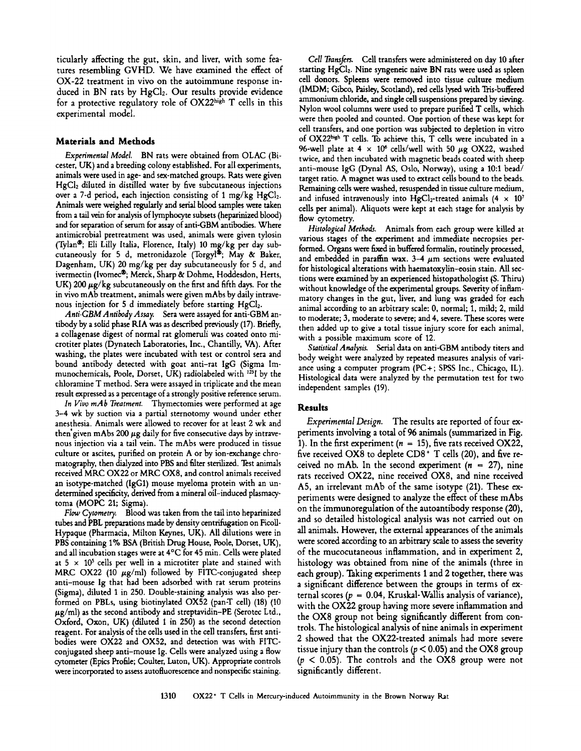ticularly affecting the gut, skin, and liver, with some features resembling GVHD. We have examined the effect of OX-22 treatment in vivo on the autoimmune response induced in BN rats by $HgCl_2$. Our results provide evidence for a protective regulatory role of $OX22^{high}$ T cells in this experimental model.

## Materials and Methods

*Experimental Model.* BN rats were obtained from OLAC (Bicester, UK) and a breeding colony established. For all experiments, animals were used in age- and sex-matched groups. Rats were given $HgCl_2$ diluted in distilled water by five subcutaneous injections over a 7-d period, each injection consisting of 1 mg/kg $HgCl_2$. Animals were weighed regularly and serial blood samples were taken from a tail vein for analysis of lymphocyte subsets (heparinized blood) and for separation of serum for assay of anti-GBM antibodies. Where antimicrobial pretreatment was used, animals were given tylosin (Tylan®; Eli Lilly Italia, Florence, Italy) 10 mg/kg per day subcutaneously for 5 d, metronidazole (Torgyl®; May & Baker, Dagenham, UK) 20 mg/kg per day subcutaneously for 5 d, and ivermectin (Ivomec®; Merck, Sharp & Dohme, Hoddesdon, Herts, UK) 200 μg/kg subcutaneously on the first and fifth days. For the in vivo mAb treatment, animals were given mAbs by daily intravenous injection for 5 d immediately before starting $HgCl_2$.

*Anti-GBM Antibody Assay.* Sera were assayed for anti-GBM antibody by a solid phase RIA as was described previously (17). Briefly, a collagenase digest of normal rat glomeruli was coated onto microtiter plates (Dynatech Laboratories, Inc., Chantilly, VA). After washing, the plates were incubated with test or control sera and bound antibody detected with goat anti-rat IgG (Sigma Immunochemicals, Poole, Dorset, UK) radiolabeled with $^{125}I$ by the chloramine T method. Sera were assayed in triplicate and the mean result expressed as a percentage of a strongly positive reference serum.

*In Vivo mAb Treatment.* Thymectomies were performed at age 3–4 wk by suction via a partial sternotomy wound under ether anesthesia. Animals were allowed to recover for at least 2 wk and then given mAbs 200 μg daily for five consecutive days by intravenous injection via a tail vein. The mAbs were produced in tissue culture or ascites, purified on protein A or by ion-exchange chromatography, then dialyzed into PBS and filter sterilized. Test animals received MRC OX22 or MRC OX8, and control animals received an isotype-matched (IgG1) mouse myeloma protein with an undetermined specificity, derived from a mineral oil–induced plasmacytoma (MOPC 21; Sigma).

*Flow Cytometry.* Blood was taken from the tail into heparinized tubes and PBL preparations made by density centrifugation on Ficoll-Hypaque (Pharmacia, Milton Keynes, UK). All dilutions were in PBS containing 1% BSA (British Drug House, Poole, Dorset, UK), and all incubation stages were at 4°C for 45 min. Cells were plated at $5 \times 10^5$ cells per well in a microtiter plate and stained with MRC OX22 (10 μg/ml) followed by FITC-conjugated sheep anti–mouse Ig that had been adsorbed with rat serum proteins (Sigma), diluted 1 in 250. Double-staining analysis was also performed on PBLs, using biotinylated OX52 (pan-T cell) (18) (10 μg/ml) as the second antibody and streptavidin–PE (Serotec Ltd., Oxford, Oxon, UK) (diluted 1 in 250) as the second detection reagent. For analysis of the cells used in the cell transfers, first antibodies were OX22 and OX52, and detection was with FITC-conjugated sheep anti–mouse Ig. Cells were analyzed using a flow cytometer (Epics Profile; Coulter, Luton, UK). Appropriate controls were incorporated to assess autofluorescence and nonspecific staining.

*Cell Transfers.* Cell transfers were administered on day 10 after starting $HgCl_2$. Nine syngeneic naive BN rats were used as spleen cell donors. Spleens were removed into tissue culture medium (IMDM; Gibco, Paisley, Scotland), red cells lysed with Tris-buffered ammonium chloride, and single cell suspensions prepared by sieving. Nylon wool columns were used to prepare purified T cells, which were then pooled and counted. One portion of these was kept for cell transfers, and one portion was subjected to depletion in vitro of $OX22^{high}$ T cells. To achieve this, T cells were incubated in a 96-well plate at $4 \times 10^6$ cells/well with 50 μg OX22, washed twice, and then incubated with magnetic beads coated with sheep anti–mouse IgG (Dynal AS, Oslo, Norway), using a 10:1 bead/target ratio. A magnet was used to extract cells bound to the beads. Remaining cells were washed, resuspended in tissue culture medium, and infused intravenously into $HgCl_2$-treated animals ($4 \times 10^7$ cells per animal). Aliquots were kept at each stage for analysis by flow cytometry.

*Histological Methods.* Animals from each group were killed at various stages of the experiment and immediate necropsies performed. Organs were fixed in buffered formalin, routinely processed, and embedded in paraffin wax. 3–4 μm sections were evaluated for histological alterations with haematoxylin–eosin stain. All sections were examined by an experienced histopathologist (S. Thiru) without knowledge of the experimental groups. Severity of inflammatory changes in the gut, liver, and lung was graded for each animal according to an arbitrary scale: 0, normal; 1, mild; 2, mild to moderate; 3, moderate to severe; and 4, severe. These scores were then added up to give a total tissue injury score for each animal, with a possible maximum score of 12.

*Statistical Analysis.* Serial data on anti-GBM antibody titers and body weight were analyzed by repeated measures analysis of variance using a computer program (PC+; SPSS Inc., Chicago, IL). Histological data were analyzed by the permutation test for two independent samples (19).

## Results

*Experimental Design.* The results are reported of four experiments involving a total of 96 animals (summarized in Fig. 1). In the first experiment ($n = 15$), five rats received OX22, five received OX8 to deplete $CD8^+$ T cells (20), and five received no mAb. In the second experiment ($n = 27$), nine rats received OX22, nine received OX8, and nine received A5, an irrelevant mAb of the same isotype (21). These experiments were designed to analyze the effect of these mAbs on the immunoregulation of the autoantibody response (20), and so detailed histological analysis was not carried out on all animals. However, the external appearances of the animals were scored according to an arbitrary scale to assess the severity of the mucocutaneous inflammation, and in experiment 2, histology was obtained from nine of the animals (three in each group). Taking experiments 1 and 2 together, there was a significant difference between the groups in terms of external scores ($p = 0.04$, Kruskal-Wallis analysis of variance), with the OX22 group having more severe inflammation and the OX8 group not being significantly different from controls. The histological analysis of nine animals in experiment 2 showed that the OX22-treated animals had more severe tissue injury than the controls ($p < 0.05$) and the OX8 group ($p < 0.05$). The controls and the OX8 group were not significantly different.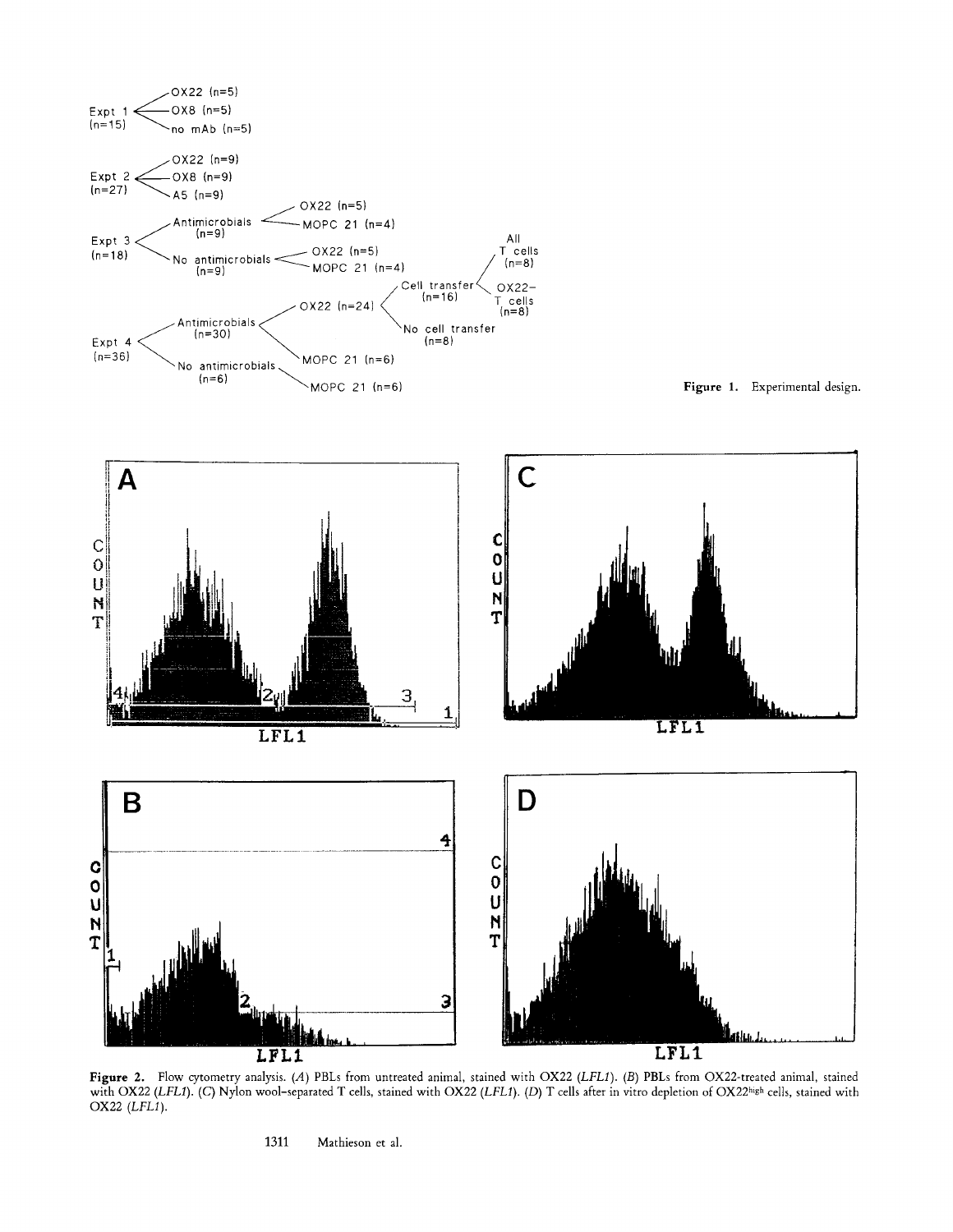- Expt 1 (n=15)
  - OX22 (n=5)
  - OX8 (n=5)
  - no mAb (n=5)
- Expt 2 (n=27)
  - OX22 (n=9)
  - OX8 (n=9)
  - A5 (n=9)
- Expt 3 (n=18)
  - Antimicrobials (n=9)
    - OX22 (n=5)
    - MOPC 21 (n=4)
  - No antimicrobials (n=9)
    - OX22 (n=5)
    - MOPC 21 (n=4)
- Expt 4 (n=36)
  - Antimicrobials (n=30)
    - OX22 (n=24)
      - Cell transfer (n=16)
        - All T cells (n=8)
        - OX22− T cells (n=8)
      - No cell transfer (n=8)
    - MOPC 21 (n=6)
  - No antimicrobials (n=6)
    - MOPC 21 (n=6)

**Figure 1.** Experimental design.

**Figure 2.** Flow cytometry analysis. (*A*) PBLs from untreated animal, stained with OX22 (*LFL1*). (*B*) PBLs from OX22-treated animal, stained with OX22 (*LFL1*). (*C*) Nylon wool–separated T cells, stained with OX22 (*LFL1*). (*D*) T cells after in vitro depletion of OX22$^{high}$ cells, stained with OX22 (*LFL1*).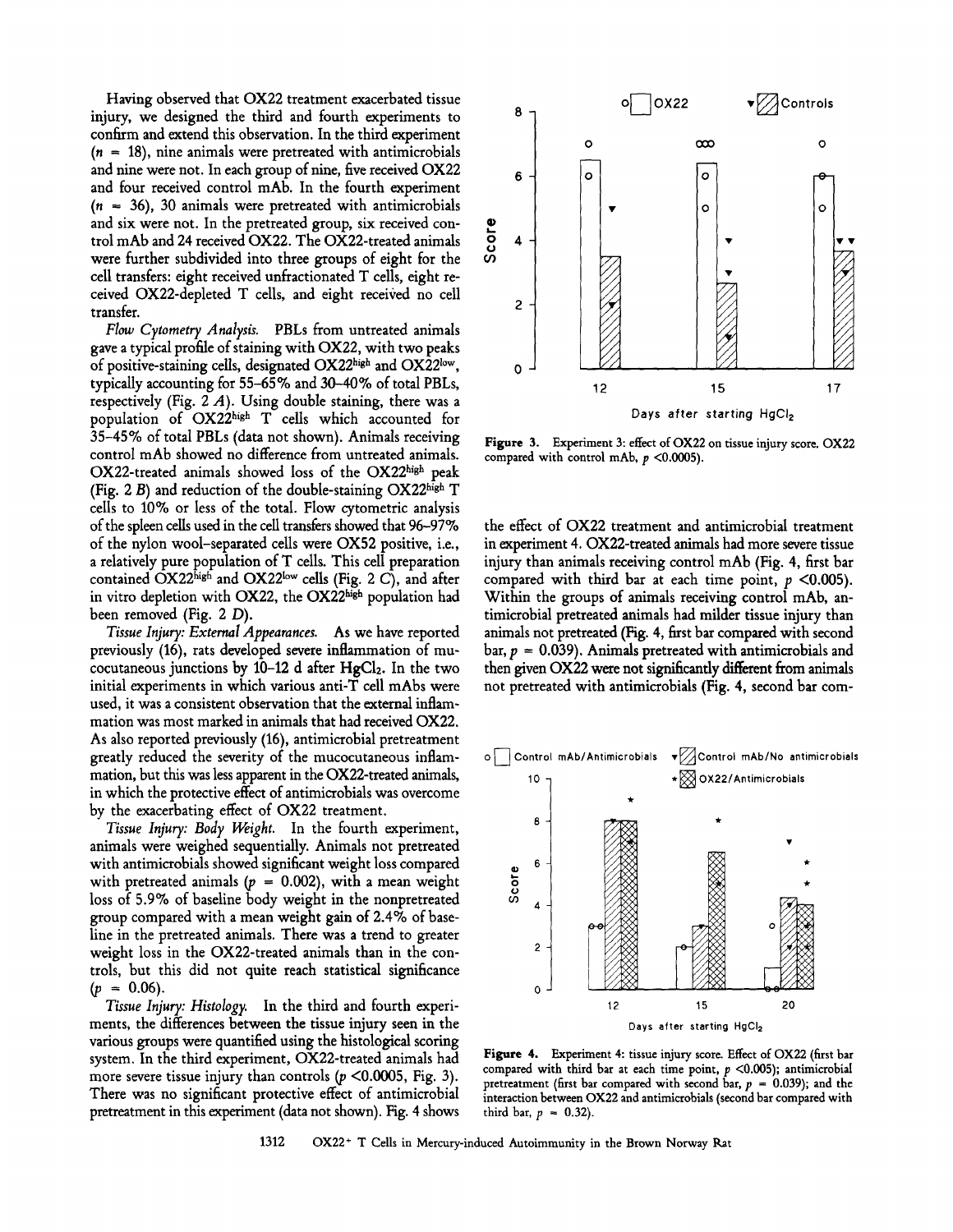Having observed that OX22 treatment exacerbated tissue injury, we designed the third and fourth experiments to confirm and extend this observation. In the third experiment ($n = 18$), nine animals were pretreated with antimicrobials and nine were not. In each group of nine, five received OX22 and four received control mAb. In the fourth experiment ($n = 36$), 30 animals were pretreated with antimicrobials and six were not. In the pretreated group, six received control mAb and 24 received OX22. The OX22-treated animals were further subdivided into three groups of eight for the cell transfers: eight received unfractionated T cells, eight received OX22-depleted T cells, and eight received no cell transfer.

*Flow Cytometry Analysis.* PBLs from untreated animals gave a typical profile of staining with OX22, with two peaks of positive-staining cells, designated OX22$^{high}$ and OX22$^{low}$, typically accounting for 55–65% and 30–40% of total PBLs, respectively (Fig. 2 *A*). Using double staining, there was a population of OX22$^{high}$ T cells which accounted for 35–45% of total PBLs (data not shown). Animals receiving control mAb showed no difference from untreated animals. OX22-treated animals showed loss of the OX22$^{high}$ peak (Fig. 2 *B*) and reduction of the double-staining OX22$^{high}$ T cells to 10% or less of the total. Flow cytometric analysis of the spleen cells used in the cell transfers showed that 96–97% of the nylon wool-separated cells were OX52 positive, i.e., a relatively pure population of T cells. This cell preparation contained OX22$^{high}$ and OX22$^{low}$ cells (Fig. 2 *C*), and after in vitro depletion with OX22, the OX22$^{high}$ population had been removed (Fig. 2 *D*).

*Tissue Injury: External Appearances.* As we have reported previously (16), rats developed severe inflammation of mucocutaneous junctions by 10–12 d after $HgCl_2$. In the two initial experiments in which various anti-T cell mAbs were used, it was a consistent observation that the external inflammation was most marked in animals that had received OX22. As also reported previously (16), antimicrobial pretreatment greatly reduced the severity of the mucocutaneous inflammation, but this was less apparent in the OX22-treated animals, in which the protective effect of antimicrobials was overcome by the exacerbating effect of OX22 treatment.

*Tissue Injury: Body Weight.* In the fourth experiment, animals were weighed sequentially. Animals not pretreated with antimicrobials showed significant weight loss compared with pretreated animals ($p = 0.002$), with a mean weight loss of 5.9% of baseline body weight in the nonpretreated group compared with a mean weight gain of 2.4% of baseline in the pretreated animals. There was a trend to greater weight loss in the OX22-treated animals than in the controls, but this did not quite reach statistical significance ($p = 0.06$).

*Tissue Injury: Histology.* In the third and fourth experiments, the differences between the tissue injury seen in the various groups were quantified using the histological scoring system. In the third experiment, OX22-treated animals had more severe tissue injury than controls ($p < 0.0005$, Fig. 3). There was no significant protective effect of antimicrobial pretreatment in this experiment (data not shown). Fig. 4 shows the effect of OX22 treatment and antimicrobial treatment in experiment 4. OX22-treated animals had more severe tissue injury than animals receiving control mAb (Fig. 4, first bar compared with third bar at each time point, $p < 0.005$). Within the groups of animals receiving control mAb, antimicrobial pretreated animals had milder tissue injury than animals not pretreated (Fig. 4, first bar compared with second bar, $p = 0.039$). Animals pretreated with antimicrobials and then given OX22 were not significantly different from animals not pretreated with antimicrobials (Fig. 4, second bar com-

**Figure 3.** Experiment 3: effect of OX22 on tissue injury score. OX22 compared with control mAb, $p < 0.0005$).

**Figure 4.** Experiment 4: tissue injury score. Effect of OX22 (first bar compared with third bar at each time point, $p < 0.005$); antimicrobial pretreatment (first bar compared with second bar, $p = 0.039$); and the interaction between OX22 and antimicrobials (second bar compared with third bar, $p = 0.32$).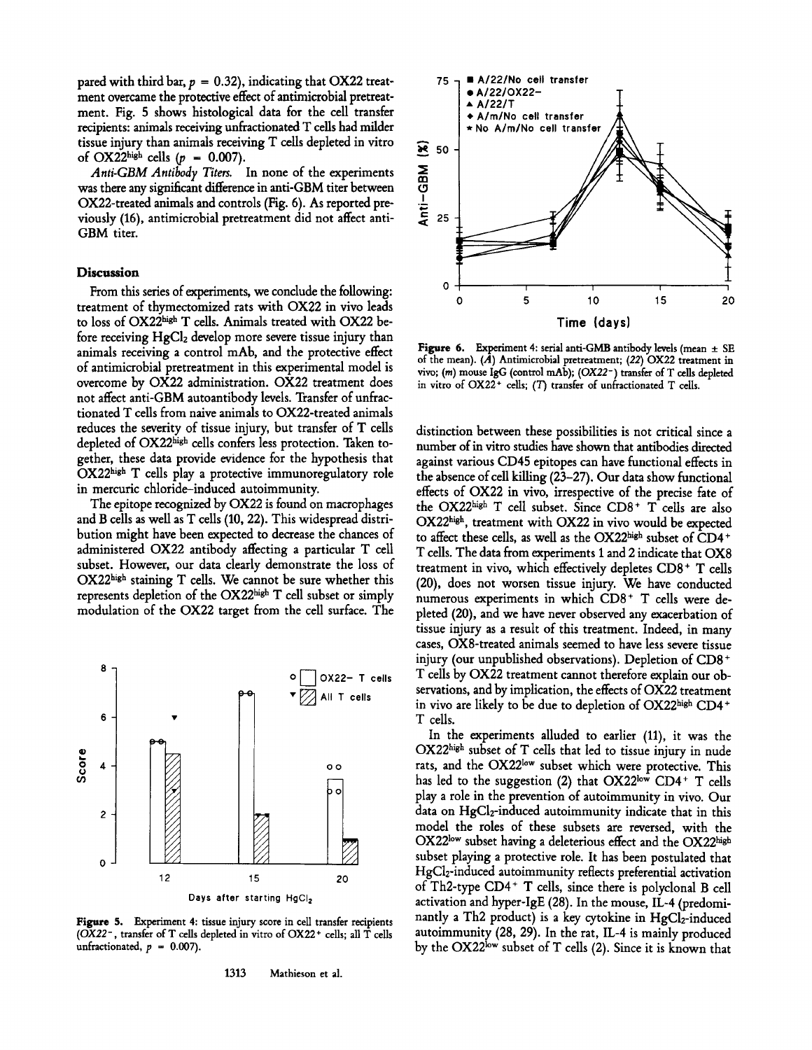pared with third bar, $p = 0.32$), indicating that OX22 treatment overcame the protective effect of antimicrobial pretreatment. Fig. 5 shows histological data for the cell transfer recipients: animals receiving unfractionated T cells had milder tissue injury than animals receiving T cells depleted in vitro of OX22[high] cells ($p = 0.007$).

*Anti-GBM Antibody Titers.* In none of the experiments was there any significant difference in anti-GBM titer between OX22-treated animals and controls (Fig. 6). As reported previously (16), antimicrobial pretreatment did not affect anti-GBM titer.

## Discussion

From this series of experiments, we conclude the following: treatment of thymectomized rats with OX22 in vivo leads to loss of OX22[high] T cells. Animals treated with OX22 before receiving $HgCl_2$ develop more severe tissue injury than animals receiving a control mAb, and the protective effect of antimicrobial pretreatment in this experimental model is overcome by OX22 administration. OX22 treatment does not affect anti-GBM autoantibody levels. Transfer of unfractionated T cells from naive animals to OX22-treated animals reduces the severity of tissue injury, but transfer of T cells depleted of OX22[high] cells confers less protection. Taken together, these data provide evidence for the hypothesis that OX22[high] T cells play a protective immunoregulatory role in mercuric chloride–induced autoimmunity.

The epitope recognized by OX22 is found on macrophages and B cells as well as T cells (10, 22). This widespread distribution might have been expected to decrease the chances of administered OX22 antibody affecting a particular T cell subset. However, our data clearly demonstrate the loss of OX22[high] staining T cells. We cannot be sure whether this represents depletion of the OX22[high] T cell subset or simply modulation of the OX22 target from the cell surface. The

**Figure 5.** Experiment 4: tissue injury score in cell transfer recipients (*OX22*−, transfer of T cells depleted in vitro of OX22+ cells; all T cells unfractionated, $p = 0.007$).

**Figure 6.** Experiment 4: serial anti-GMB antibody levels (mean ± SE of the mean). (*A*) Antimicrobial pretreatment; (*22*) OX22 treatment in vivo; (*m*) mouse IgG (control mAb); (*OX22*−) transfer of T cells depleted in vitro of OX22+ cells; (*T*) transfer of unfractionated T cells.

distinction between these possibilities is not critical since a number of in vitro studies have shown that antibodies directed against various CD45 epitopes can have functional effects in the absence of cell killing (23–27). Our data show functional effects of OX22 in vivo, irrespective of the precise fate of the OX22[high] T cell subset. Since $CD8^+$ T cells are also OX22[high], treatment with OX22 in vivo would be expected to affect these cells, as well as the OX22[high] subset of $CD4^+$ T cells. The data from experiments 1 and 2 indicate that OX8 treatment in vivo, which effectively depletes $CD8^+$ T cells (20), does not worsen tissue injury. We have conducted numerous experiments in which $CD8^+$ T cells were depleted (20), and we have never observed any exacerbation of tissue injury as a result of this treatment. Indeed, in many cases, OX8-treated animals seemed to have less severe tissue injury (our unpublished observations). Depletion of $CD8^+$ T cells by OX22 treatment cannot therefore explain our observations, and by implication, the effects of OX22 treatment in vivo are likely to be due to depletion of OX22[high] $CD4^+$ T cells.

In the experiments alluded to earlier (11), it was the OX22[high] subset of T cells that led to tissue injury in nude rats, and the OX22[low] subset which were protective. This has led to the suggestion (2) that OX22[low] $CD4^+$ T cells play a role in the prevention of autoimmunity in vivo. Our data on $HgCl_2$-induced autoimmunity indicate that in this model the roles of these subsets are reversed, with the OX22[low] subset having a deleterious effect and the OX22[high] subset playing a protective role. It has been postulated that $HgCl_2$-induced autoimmunity reflects preferential activation of Th2-type $CD4^+$ T cells, since there is polyclonal B cell activation and hyper-IgE (28). In the mouse, IL-4 (predominantly a Th2 product) is a key cytokine in $HgCl_2$-induced autoimmunity (28, 29). In the rat, IL-4 is mainly produced by the OX22[low] subset of T cells (2). Since it is known that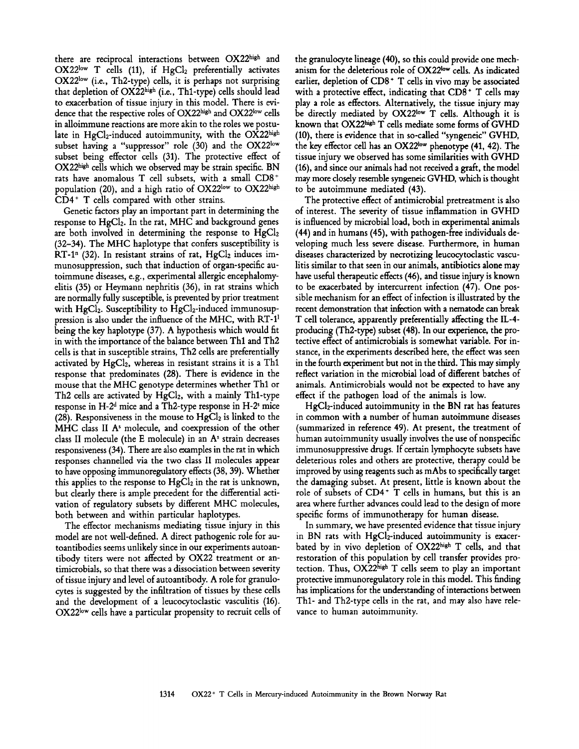there are reciprocal interactions between OX22[high] and OX22[low] T cells (11), if $HgCl_2$ preferentially activates OX22[low] (i.e., Th2-type) cells, it is perhaps not surprising that depletion of OX22[high] (i.e., Th1-type) cells should lead to exacerbation of tissue injury in this model. There is evidence that the respective roles of OX22[high] and OX22[low] cells in alloimmune reactions are more akin to the roles we postulate in $HgCl_2$-induced autoimmunity, with the OX22[high] subset having a "suppressor" role (30) and the OX22[low] subset being effector cells (31). The protective effect of OX22[high] cells which we observed may be strain specific. BN rats have anomalous T cell subsets, with a small CD8+ population (20), and a high ratio of OX22[low] to OX22[high] CD4+ T cells compared with other strains.

Genetic factors play an important part in determining the response to $HgCl_2$. In the rat, MHC and background genes are both involved in determining the response to $HgCl_2$ (32–34). The MHC haplotype that confers susceptibility is RT-1[n] (32). In resistant strains of rat, $HgCl_2$ induces immunosuppression, such that induction of organ-specific autoimmune diseases, e.g., experimental allergic encephalomyelitis (35) or Heymann nephritis (36), in rat strains which are normally fully susceptible, is prevented by prior treatment with $HgCl_2$. Susceptibility to $HgCl_2$-induced immunosuppression is also under the influence of the MHC, with RT-1[l] being the key haplotype (37). A hypothesis which would fit in with the importance of the balance between Th1 and Th2 cells is that in susceptible strains, Th2 cells are preferentially activated by $HgCl_2$, whereas in resistant strains it is a Th1 response that predominates (28). There is evidence in the mouse that the MHC genotype determines whether Th1 or Th2 cells are activated by $HgCl_2$, with a mainly Th1-type response in H-2[d] mice and a Th2-type response in H-2[s] mice (28). Responsiveness in the mouse to $HgCl_2$ is linked to the MHC class II A[s] molecule, and coexpression of the other class II molecule (the E molecule) in an A[s] strain decreases responsiveness (34). There are also examples in the rat in which responses channelled via the two class II molecules appear to have opposing immunoregulatory effects (38, 39). Whether this applies to the response to $HgCl_2$ in the rat is unknown, but clearly there is ample precedent for the differential activation of regulatory subsets by different MHC molecules, both between and within particular haplotypes.

The effector mechanisms mediating tissue injury in this model are not well-defined. A direct pathogenic role for autoantibodies seems unlikely since in our experiments autoantibody titers were not affected by OX22 treatment or antimicrobials, so that there was a dissociation between severity of tissue injury and level of autoantibody. A role for granulocytes is suggested by the infiltration of tissues by these cells and the development of a leucocytoclastic vasculitis (16). OX22[low] cells have a particular propensity to recruit cells of the granulocyte lineage (40), so this could provide one mechanism for the deleterious role of OX22[low] cells. As indicated earlier, depletion of CD8+ T cells in vivo may be associated with a protective effect, indicating that CD8+ T cells may play a role as effectors. Alternatively, the tissue injury may be directly mediated by OX22[low] T cells. Although it is known that OX22[high] T cells mediate some forms of GVHD (10), there is evidence that in so-called "syngeneic" GVHD, the key effector cell has an OX22[low] phenotype (41, 42). The tissue injury we observed has some similarities with GVHD (16), and since our animals had not received a graft, the model may more closely resemble syngeneic GVHD, which is thought to be autoimmune mediated (43).

The protective effect of antimicrobial pretreatment is also of interest. The severity of tissue inflammation in GVHD is influenced by microbial load, both in experimental animals (44) and in humans (45), with pathogen-free individuals developing much less severe disease. Furthermore, in human diseases characterized by necrotizing leucocytoclastic vasculitis similar to that seen in our animals, antibiotics alone may have useful therapeutic effects (46), and tissue injury is known to be exacerbated by intercurrent infection (47). One possible mechanism for an effect of infection is illustrated by the recent demonstration that infection with a nematode can break T cell tolerance, apparently preferentially affecting the IL-4-producing (Th2-type) subset (48). In our experience, the protective effect of antimicrobials is somewhat variable. For instance, in the experiments described here, the effect was seen in the fourth experiment but not in the third. This may simply reflect variation in the microbial load of different batches of animals. Antimicrobials would not be expected to have any effect if the pathogen load of the animals is low.

$HgCl_2$-induced autoimmunity in the BN rat has features in common with a number of human autoimmune diseases (summarized in reference 49). At present, the treatment of human autoimmunity usually involves the use of nonspecific immunosuppressive drugs. If certain lymphocyte subsets have deleterious roles and others are protective, therapy could be improved by using reagents such as mAbs to specifically target the damaging subset. At present, little is known about the role of subsets of CD4+ T cells in humans, but this is an area where further advances could lead to the design of more specific forms of immunotherapy for human disease.

In summary, we have presented evidence that tissue injury in BN rats with $HgCl_2$-induced autoimmunity is exacerbated by in vivo depletion of OX22[high] T cells, and that restoration of this population by cell transfer provides protection. Thus, OX22[high] T cells seem to play an important protective immunoregulatory role in this model. This finding has implications for the understanding of interactions between Th1- and Th2-type cells in the rat, and may also have relevance to human autoimmunity.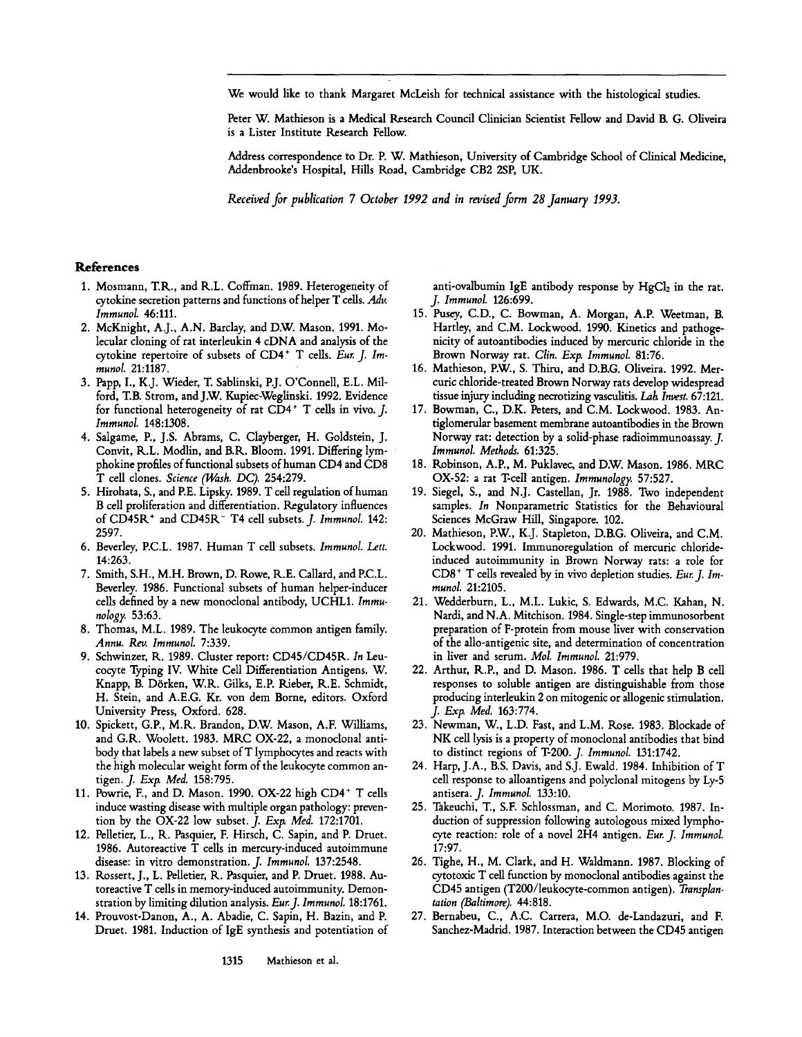We would like to thank Margaret McLeish for technical assistance with the histological studies.

Peter W. Mathieson is a Medical Research Council Clinician Scientist Fellow and David B. G. Oliveira is a Lister Institute Research Fellow.

Address correspondence to Dr. P. W. Mathieson, University of Cambridge School of Clinical Medicine, Addenbrooke's Hospital, Hills Road, Cambridge CB2 2SP, UK.

*Received for publication 7 October 1992 and in revised form 28 January 1993.*

## References

1. Mosmann, T.R., and R.L. Coffman. 1989. Heterogeneity of cytokine secretion patterns and functions of helper T cells. *Adv. Immunol.* 46:111.
2. McKnight, A.J., A.N. Barclay, and D.W. Mason. 1991. Molecular cloning of rat interleukin 4 cDNA and analysis of the cytokine repertoire of subsets of CD4+ T cells. *Eur. J. Immunol.* 21:1187.
3. Papp, I., K.J. Wieder, T. Sablinski, P.J. O'Connell, E.L. Milford, T.B. Strom, and J.W. Kupiec-Weglinski. 1992. Evidence for functional heterogeneity of rat CD4+ T cells in vivo. *J. Immunol.* 148:1308.
4. Salgame, P., J.S. Abrams, C. Clayberger, H. Goldstein, J. Convit, R.L. Modlin, and B.R. Bloom. 1991. Differing lymphokine profiles of functional subsets of human CD4 and CD8 T cell clones. *Science (Wash. DC).* 254:279.
5. Hirohata, S., and P.E. Lipsky. 1989. T cell regulation of human B cell proliferation and differentiation. Regulatory influences of CD45R+ and CD45R− T4 cell subsets. *J. Immunol.* 142: 2597.
6. Beverley, P.C.L. 1987. Human T cell subsets. *Immunol. Lett.* 14:263.
7. Smith, S.H., M.H. Brown, D. Rowe, R.E. Callard, and P.C.L. Beverley. 1986. Functional subsets of human helper-inducer cells defined by a new monoclonal antibody, UCHL1. *Immunology.* 53:63.
8. Thomas, M.L. 1989. The leukocyte common antigen family. *Annu. Rev. Immunol.* 7:339.
9. Schwinzer, R. 1989. Cluster report: CD45/CD45R. *In* Leucocyte Typing IV. White Cell Differentiation Antigens. W. Knapp, B. Dörken, W.R. Gilks, E.P. Rieber, R.E. Schmidt, H. Stein, and A.E.G. Kr. von dem Borne, editors. Oxford University Press, Oxford. 628.
10. Spickett, G.P., M.R. Brandon, D.W. Mason, A.F. Williams, and G.R. Woolett. 1983. MRC OX-22, a monoclonal antibody that labels a new subset of T lymphocytes and reacts with the high molecular weight form of the leukocyte common antigen. *J. Exp. Med.* 158:795.
11. Powrie, F., and D. Mason. 1990. OX-22 high CD4+ T cells induce wasting disease with multiple organ pathology: prevention by the OX-22 low subset. *J. Exp. Med.* 172:1701.
12. Pelletier, L., R. Pasquier, F. Hirsch, C. Sapin, and P. Druet. 1986. Autoreactive T cells in mercury-induced autoimmune disease: in vitro demonstration. *J. Immunol.* 137:2548.
13. Rossert, J., L. Pelletier, R. Pasquier, and P. Druet. 1988. Autoreactive T cells in memory-induced autoimmunity. Demonstration by limiting dilution analysis. *Eur. J. Immunol.* 18:1761.
14. Prouvost-Danon, A., A. Abadie, C. Sapin, H. Bazin, and P. Druet. 1981. Induction of IgE synthesis and potentiation of anti-ovalbumin IgE antibody response by $HgCl_2$ in the rat. *J. Immunol.* 126:699.
15. Pusey, C.D., C. Bowman, A. Morgan, A.P. Weetman, B. Hartley, and C.M. Lockwood. 1990. Kinetics and pathogenicity of autoantibodies induced by mercuric chloride in the Brown Norway rat. *Clin. Exp. Immunol.* 81:76.
16. Mathieson, P.W., S. Thiru, and D.B.G. Oliveira. 1992. Mercuric chloride-treated Brown Norway rats develop widespread tissue injury including necrotizing vasculitis. *Lab. Invest.* 67:121.
17. Bowman, C., D.K. Peters, and C.M. Lockwood. 1983. Antiglomerular basement membrane autoantibodies in the Brown Norway rat: detection by a solid-phase radioimmunoassay. *J. Immunol. Methods.* 61:325.
18. Robinson, A.P., M. Puklavec, and D.W. Mason. 1986. MRC OX-52: a rat T-cell antigen. *Immunology.* 57:527.
19. Siegel, S., and N.J. Castellan, Jr. 1988. Two independent samples. *In* Nonparametric Statistics for the Behavioural Sciences McGraw Hill, Singapore. 102.
20. Mathieson, P.W., K.J. Stapleton, D.B.G. Oliveira, and C.M. Lockwood. 1991. Immunoregulation of mercuric chloride-induced autoimmunity in Brown Norway rats: a role for CD8+ T cells revealed by in vivo depletion studies. *Eur. J. Immunol.* 21:2105.
21. Wedderburn, L., M.L. Lukic, S. Edwards, M.C. Kahan, N. Nardi, and N.A. Mitchison. 1984. Single-step immunosorbent preparation of F-protein from mouse liver with conservation of the allo-antigenic site, and determination of concentration in liver and serum. *Mol. Immunol.* 21:979.
22. Arthur, R.P., and D. Mason. 1986. T cells that help B cell responses to soluble antigen are distinguishable from those producing interleukin 2 on mitogenic or allogenic stimulation. *J. Exp. Med.* 163:774.
23. Newman, W., L.D. Fast, and L.M. Rose. 1983. Blockade of NK cell lysis is a property of monoclonal antibodies that bind to distinct regions of T-200. *J. Immunol.* 131:1742.
24. Harp, J.A., B.S. Davis, and S.J. Ewald. 1984. Inhibition of T cell response to alloantigens and polyclonal mitogens by Ly-5 antisera. *J. Immunol.* 133:10.
25. Takeuchi, T., S.F. Schlossman, and C. Morimoto. 1987. Induction of suppression following autologous mixed lymphocyte reaction: role of a novel 2H4 antigen. *Eur. J. Immunol.* 17:97.
26. Tighe, H., M. Clark, and H. Waldmann. 1987. Blocking of cytotoxic T cell function by monoclonal antibodies against the CD45 antigen (T200/leukocyte-common antigen). *Transplantation (Baltimore).* 44:818.
27. Bernabeu, C., A.C. Carrera, M.O. de-Landazuri, and F. Sanchez-Madrid. 1987. Interaction between the CD45 antigen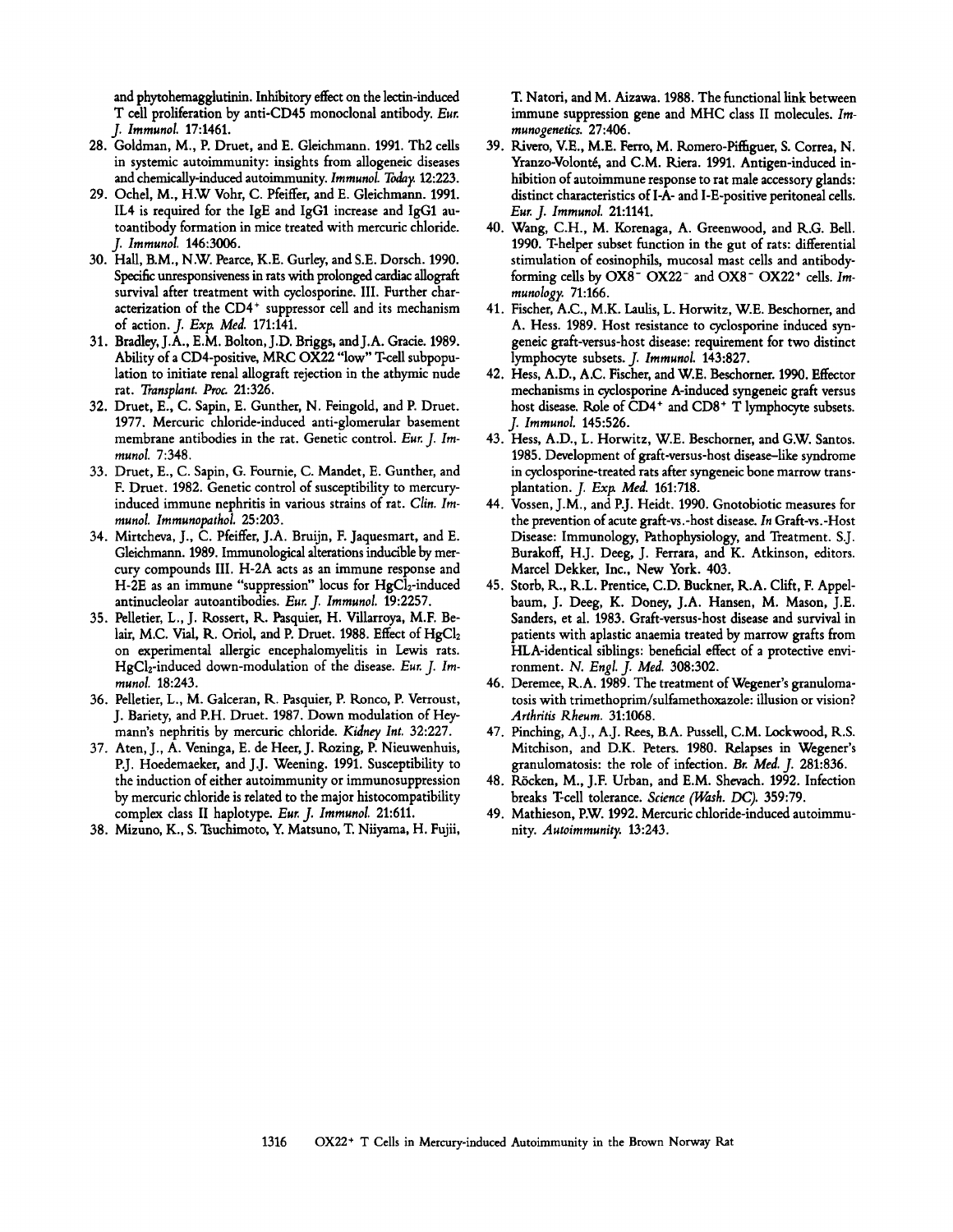and phytohemagglutinin. Inhibitory effect on the lectin-induced T cell proliferation by anti-CD45 monoclonal antibody. *Eur. J. Immunol.* 17:1461.

28. Goldman, M., P. Druet, and E. Gleichmann. 1991. Th2 cells in systemic autoimmunity: insights from allogeneic diseases and chemically-induced autoimmunity. *Immunol. Today.* 12:223.
29. Ochel, M., H.W. Vohr, C. Pfeiffer, and E. Gleichmann. 1991. IL4 is required for the IgE and IgG1 increase and IgG1 autoantibody formation in mice treated with mercuric chloride. *J. Immunol.* 146:3006.
30. Hall, B.M., N.W. Pearce, K.E. Gurley, and S.E. Dorsch. 1990. Specific unresponsiveness in rats with prolonged cardiac allograft survival after treatment with cyclosporine. III. Further characterization of the $CD4^+$ suppressor cell and its mechanism of action. *J. Exp. Med.* 171:141.
31. Bradley, J.A., E.M. Bolton, J.D. Briggs, and J.A. Gracie. 1989. Ability of a CD4-positive, MRC OX22 "low" T-cell subpopulation to initiate renal allograft rejection in the athymic nude rat. *Transplant. Proc.* 21:326.
32. Druet, E., C. Sapin, E. Gunther, N. Feingold, and P. Druet. 1977. Mercuric chloride-induced anti-glomerular basement membrane antibodies in the rat. Genetic control. *Eur. J. Immunol.* 7:348.
33. Druet, E., C. Sapin, G. Fournie, C. Mandet, E. Gunther, and F. Druet. 1982. Genetic control of susceptibility to mercury-induced immune nephritis in various strains of rat. *Clin. Immunol. Immunopathol.* 25:203.
34. Mirtcheva, J., C. Pfeiffer, J.A. Bruijn, F. Jaquesmart, and E. Gleichmann. 1989. Immunological alterations inducible by mercury compounds III. H-2A acts as an immune response and H-2E as an immune "suppression" locus for $HgCl_2$-induced antinucleolar autoantibodies. *Eur. J. Immunol.* 19:2257.
35. Pelletier, L., J. Rossert, R. Pasquier, H. Villarroya, M.F. Belair, M.C. Vial, R. Oriol, and P. Druet. 1988. Effect of $HgCl_2$ on experimental allergic encephalomyelitis in Lewis rats. $HgCl_2$-induced down-modulation of the disease. *Eur. J. Immunol.* 18:243.
36. Pelletier, L., M. Galceran, R. Pasquier, P. Ronco, P. Verroust, J. Bariety, and P.H. Druet. 1987. Down modulation of Heymann's nephritis by mercuric chloride. *Kidney Int.* 32:227.
37. Aten, J., A. Veninga, E. de Heer, J. Rozing, P. Nieuwenhuis, P.J. Hoedemaeker, and J.J. Weening. 1991. Susceptibility to the induction of either autoimmunity or immunosuppression by mercuric chloride is related to the major histocompatibility complex class II haplotype. *Eur. J. Immunol.* 21:611.
38. Mizuno, K., S. Tsuchimoto, Y. Matsuno, T. Niiyama, H. Fujii, T. Natori, and M. Aizawa. 1988. The functional link between immune suppression gene and MHC class II molecules. *Immunogenetics.* 27:406.
39. Rivero, V.E., M.E. Ferro, M. Romero-Piffiguer, S. Correa, N. Yranzo-Volonté, and C.M. Riera. 1991. Antigen-induced inhibition of autoimmune response to rat male accessory glands: distinct characteristics of I-A- and I-E-positive peritoneal cells. *Eur. J. Immunol.* 21:1141.
40. Wang, C.H., M. Korenaga, A. Greenwood, and R.G. Bell. 1990. T-helper subset function in the gut of rats: differential stimulation of eosinophils, mucosal mast cells and antibody-forming cells by $OX8^-$ $OX22^-$ and $OX8^-$ $OX22^+$ cells. *Immunology.* 71:166.
41. Fischer, A.C., M.K. Laulis, L. Horwitz, W.E. Beschorner, and A. Hess. 1989. Host resistance to cyclosporine induced syngeneic graft-versus-host disease: requirement for two distinct lymphocyte subsets. *J. Immunol.* 143:827.
42. Hess, A.D., A.C. Fischer, and W.E. Beschorner. 1990. Effector mechanisms in cyclosporine A-induced syngeneic graft versus host disease. Role of $CD4^+$ and $CD8^+$ T lymphocyte subsets. *J. Immunol.* 145:526.
43. Hess, A.D., L. Horwitz, W.E. Beschorner, and G.W. Santos. 1985. Development of graft-versus-host disease–like syndrome in cyclosporine-treated rats after syngeneic bone marrow transplantation. *J. Exp. Med.* 161:718.
44. Vossen, J.M., and P.J. Heidt. 1990. Gnotobiotic measures for the prevention of acute graft-vs.-host disease. *In* Graft-vs.-Host Disease: Immunology, Pathophysiology, and Treatment. S.J. Burakoff, H.J. Deeg, J. Ferrara, and K. Atkinson, editors. Marcel Dekker, Inc., New York. 403.
45. Storb, R., R.L. Prentice, C.D. Buckner, R.A. Clift, F. Appelbaum, J. Deeg, K. Doney, J.A. Hansen, M. Mason, J.E. Sanders, et al. 1983. Graft-versus-host disease and survival in patients with aplastic anaemia treated by marrow grafts from HLA-identical siblings: beneficial effect of a protective environment. *N. Engl. J. Med.* 308:302.
46. Deremee, R.A. 1989. The treatment of Wegener's granulomatosis with trimethoprim/sulfamethoxazole: illusion or vision? *Arthritis Rheum.* 31:1068.
47. Pinching, A.J., A.J. Rees, B.A. Pussell, C.M. Lockwood, R.S. Mitchison, and D.K. Peters. 1980. Relapses in Wegener's granulomatosis: the role of infection. *Br. Med. J.* 281:836.
48. Röcken, M., J.F. Urban, and E.M. Shevach. 1992. Infection breaks T-cell tolerance. *Science (Wash. DC).* 359:79.
49. Mathieson, P.W. 1992. Mercuric chloride-induced autoimmunity. *Autoimmunity.* 13:243.